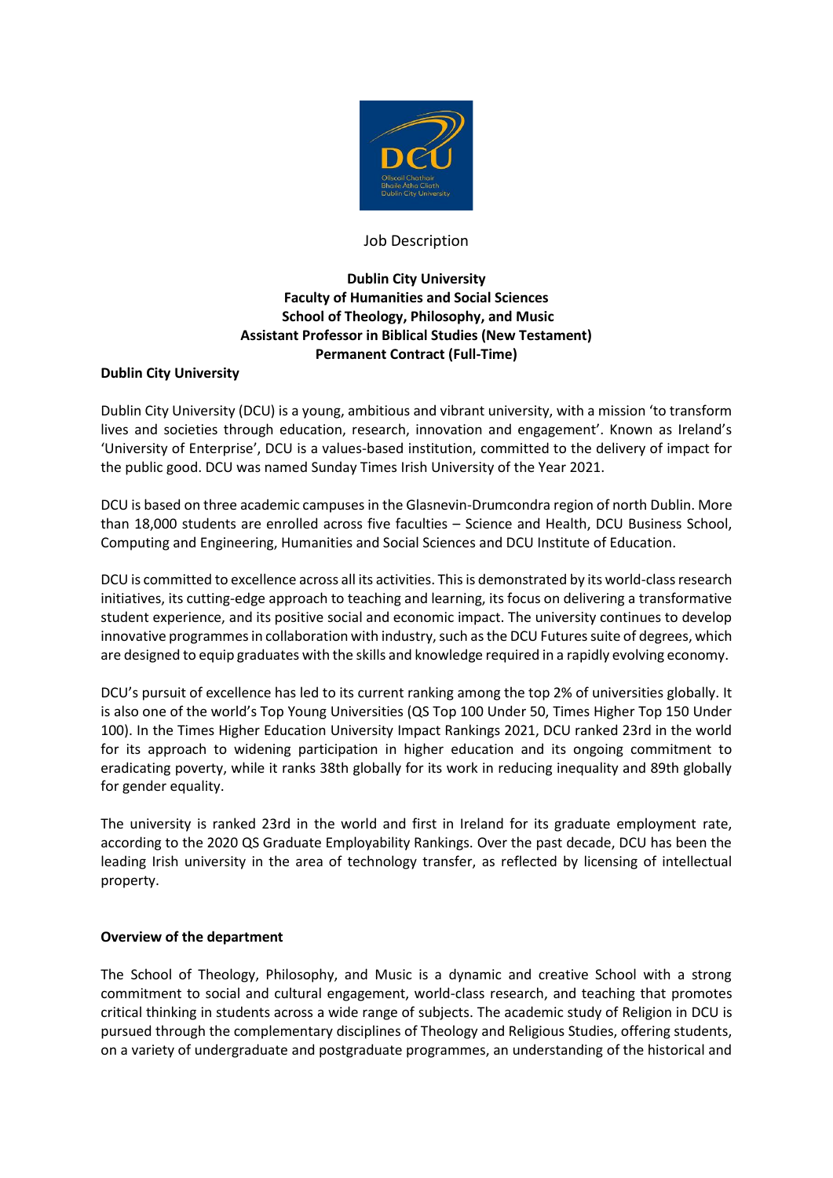Job Description

**Dublin City University**
**Faculty of Humanities and Social Sciences**
**School of Theology, Philosophy, and Music**
**Assistant Professor in Biblical Studies (New Testament)**
**Permanent Contract (Full-Time)**

## Dublin City University

Dublin City University (DCU) is a young, ambitious and vibrant university, with a mission 'to transform lives and societies through education, research, innovation and engagement'. Known as Ireland's 'University of Enterprise', DCU is a values-based institution, committed to the delivery of impact for the public good. DCU was named Sunday Times Irish University of the Year 2021.

DCU is based on three academic campuses in the Glasnevin-Drumcondra region of north Dublin. More than 18,000 students are enrolled across five faculties – Science and Health, DCU Business School, Computing and Engineering, Humanities and Social Sciences and DCU Institute of Education.

DCU is committed to excellence across all its activities. This is demonstrated by its world-class research initiatives, its cutting-edge approach to teaching and learning, its focus on delivering a transformative student experience, and its positive social and economic impact. The university continues to develop innovative programmes in collaboration with industry, such as the DCU Futures suite of degrees, which are designed to equip graduates with the skills and knowledge required in a rapidly evolving economy.

DCU's pursuit of excellence has led to its current ranking among the top 2% of universities globally. It is also one of the world's Top Young Universities (QS Top 100 Under 50, Times Higher Top 150 Under 100). In the Times Higher Education University Impact Rankings 2021, DCU ranked 23rd in the world for its approach to widening participation in higher education and its ongoing commitment to eradicating poverty, while it ranks 38th globally for its work in reducing inequality and 89th globally for gender equality.

The university is ranked 23rd in the world and first in Ireland for its graduate employment rate, according to the 2020 QS Graduate Employability Rankings. Over the past decade, DCU has been the leading Irish university in the area of technology transfer, as reflected by licensing of intellectual property.

## Overview of the department

The School of Theology, Philosophy, and Music is a dynamic and creative School with a strong commitment to social and cultural engagement, world-class research, and teaching that promotes critical thinking in students across a wide range of subjects. The academic study of Religion in DCU is pursued through the complementary disciplines of Theology and Religious Studies, offering students, on a variety of undergraduate and postgraduate programmes, an understanding of the historical and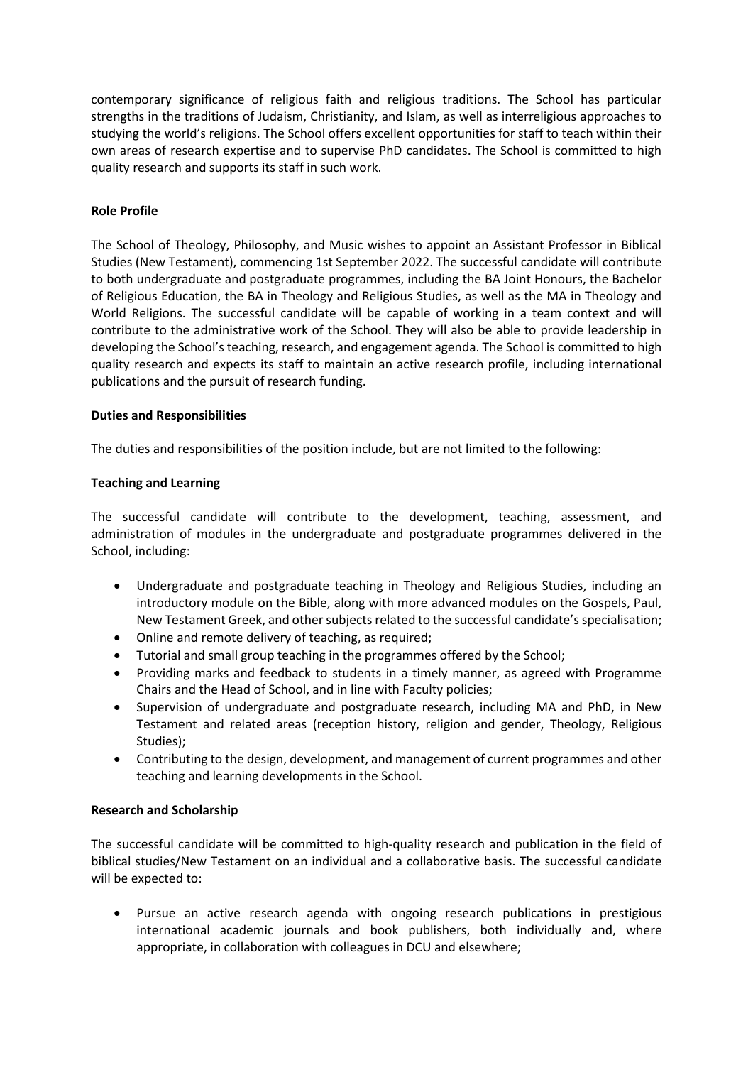contemporary significance of religious faith and religious traditions. The School has particular strengths in the traditions of Judaism, Christianity, and Islam, as well as interreligious approaches to studying the world's religions. The School offers excellent opportunities for staff to teach within their own areas of research expertise and to supervise PhD candidates. The School is committed to high quality research and supports its staff in such work.

**Role Profile**

The School of Theology, Philosophy, and Music wishes to appoint an Assistant Professor in Biblical Studies (New Testament), commencing 1st September 2022. The successful candidate will contribute to both undergraduate and postgraduate programmes, including the BA Joint Honours, the Bachelor of Religious Education, the BA in Theology and Religious Studies, as well as the MA in Theology and World Religions. The successful candidate will be capable of working in a team context and will contribute to the administrative work of the School. They will also be able to provide leadership in developing the School's teaching, research, and engagement agenda. The School is committed to high quality research and expects its staff to maintain an active research profile, including international publications and the pursuit of research funding.

**Duties and Responsibilities**

The duties and responsibilities of the position include, but are not limited to the following:

**Teaching and Learning**

The successful candidate will contribute to the development, teaching, assessment, and administration of modules in the undergraduate and postgraduate programmes delivered in the School, including:

- Undergraduate and postgraduate teaching in Theology and Religious Studies, including an introductory module on the Bible, along with more advanced modules on the Gospels, Paul, New Testament Greek, and other subjects related to the successful candidate's specialisation;
- Online and remote delivery of teaching, as required;
- Tutorial and small group teaching in the programmes offered by the School;
- Providing marks and feedback to students in a timely manner, as agreed with Programme Chairs and the Head of School, and in line with Faculty policies;
- Supervision of undergraduate and postgraduate research, including MA and PhD, in New Testament and related areas (reception history, religion and gender, Theology, Religious Studies);
- Contributing to the design, development, and management of current programmes and other teaching and learning developments in the School.

**Research and Scholarship**

The successful candidate will be committed to high-quality research and publication in the field of biblical studies/New Testament on an individual and a collaborative basis. The successful candidate will be expected to:

- Pursue an active research agenda with ongoing research publications in prestigious international academic journals and book publishers, both individually and, where appropriate, in collaboration with colleagues in DCU and elsewhere;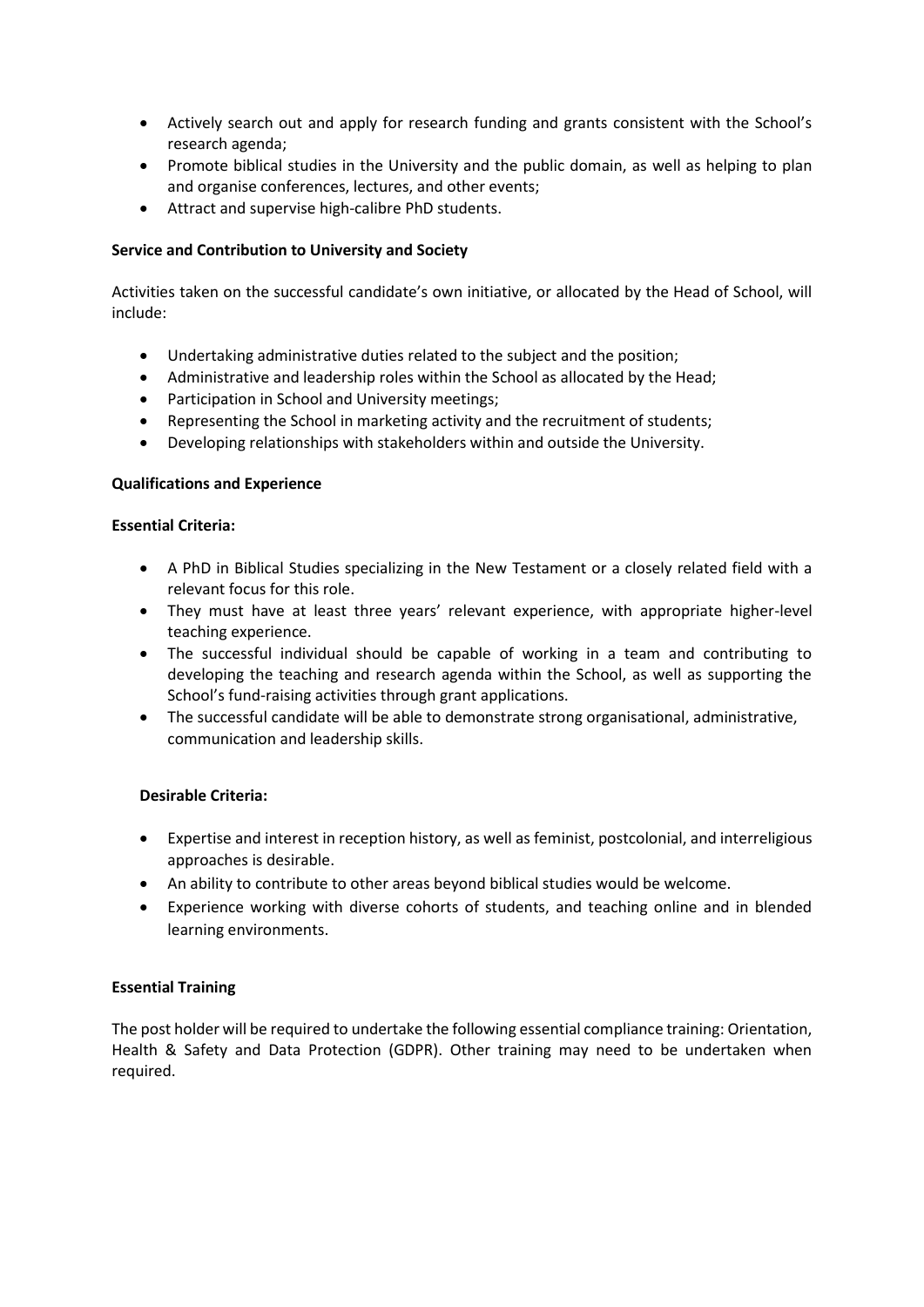- Actively search out and apply for research funding and grants consistent with the School's research agenda;
- Promote biblical studies in the University and the public domain, as well as helping to plan and organise conferences, lectures, and other events;
- Attract and supervise high-calibre PhD students.

**Service and Contribution to University and Society**

Activities taken on the successful candidate's own initiative, or allocated by the Head of School, will include:

- Undertaking administrative duties related to the subject and the position;
- Administrative and leadership roles within the School as allocated by the Head;
- Participation in School and University meetings;
- Representing the School in marketing activity and the recruitment of students;
- Developing relationships with stakeholders within and outside the University.

**Qualifications and Experience**

**Essential Criteria:**

- A PhD in Biblical Studies specializing in the New Testament or a closely related field with a relevant focus for this role.
- They must have at least three years' relevant experience, with appropriate higher-level teaching experience.
- The successful individual should be capable of working in a team and contributing to developing the teaching and research agenda within the School, as well as supporting the School's fund-raising activities through grant applications.
- The successful candidate will be able to demonstrate strong organisational, administrative, communication and leadership skills.

**Desirable Criteria:**

- Expertise and interest in reception history, as well as feminist, postcolonial, and interreligious approaches is desirable.
- An ability to contribute to other areas beyond biblical studies would be welcome.
- Experience working with diverse cohorts of students, and teaching online and in blended learning environments.

**Essential Training**

The post holder will be required to undertake the following essential compliance training: Orientation, Health & Safety and Data Protection (GDPR). Other training may need to be undertaken when required.